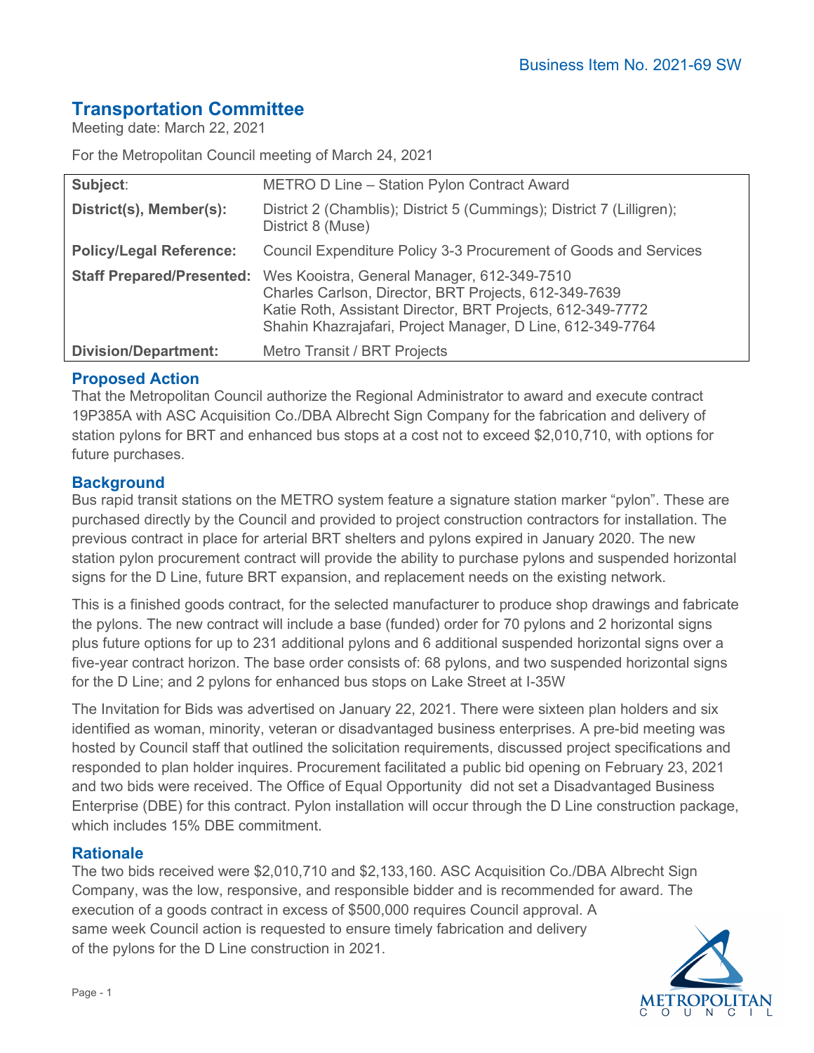Business Item No. 2021-69 SW

# Transportation Committee

Meeting date: March 22, 2021

For the Metropolitan Council meeting of March 24, 2021

| | |
|---|---|
| **Subject**: | METRO D Line – Station Pylon Contract Award |
| **District(s), Member(s):** | District 2 (Chamblis); District 5 (Cummings); District 7 (Lilligren); District 8 (Muse) |
| **Policy/Legal Reference:** | Council Expenditure Policy 3-3 Procurement of Goods and Services |
| **Staff Prepared/Presented:** | Wes Kooistra, General Manager, 612-349-7510<br>Charles Carlson, Director, BRT Projects, 612-349-7639<br>Katie Roth, Assistant Director, BRT Projects, 612-349-7772<br>Shahin Khazrajafari, Project Manager, D Line, 612-349-7764 |
| **Division/Department:** | Metro Transit / BRT Projects |

## Proposed Action

That the Metropolitan Council authorize the Regional Administrator to award and execute contract 19P385A with ASC Acquisition Co./DBA Albrecht Sign Company for the fabrication and delivery of station pylons for BRT and enhanced bus stops at a cost not to exceed $2,010,710, with options for future purchases.

## Background

Bus rapid transit stations on the METRO system feature a signature station marker "pylon". These are purchased directly by the Council and provided to project construction contractors for installation. The previous contract in place for arterial BRT shelters and pylons expired in January 2020. The new station pylon procurement contract will provide the ability to purchase pylons and suspended horizontal signs for the D Line, future BRT expansion, and replacement needs on the existing network.

This is a finished goods contract, for the selected manufacturer to produce shop drawings and fabricate the pylons. The new contract will include a base (funded) order for 70 pylons and 2 horizontal signs plus future options for up to 231 additional pylons and 6 additional suspended horizontal signs over a five-year contract horizon. The base order consists of: 68 pylons, and two suspended horizontal signs for the D Line; and 2 pylons for enhanced bus stops on Lake Street at I-35W

The Invitation for Bids was advertised on January 22, 2021. There were sixteen plan holders and six identified as woman, minority, veteran or disadvantaged business enterprises. A pre-bid meeting was hosted by Council staff that outlined the solicitation requirements, discussed project specifications and responded to plan holder inquires. Procurement facilitated a public bid opening on February 23, 2021 and two bids were received. The Office of Equal Opportunity did not set a Disadvantaged Business Enterprise (DBE) for this contract. Pylon installation will occur through the D Line construction package, which includes 15% DBE commitment.

## Rationale

The two bids received were $2,010,710 and $2,133,160. ASC Acquisition Co./DBA Albrecht Sign Company, was the low, responsive, and responsible bidder and is recommended for award. The execution of a goods contract in excess of $500,000 requires Council approval. A same week Council action is requested to ensure timely fabrication and delivery of the pylons for the D Line construction in 2021.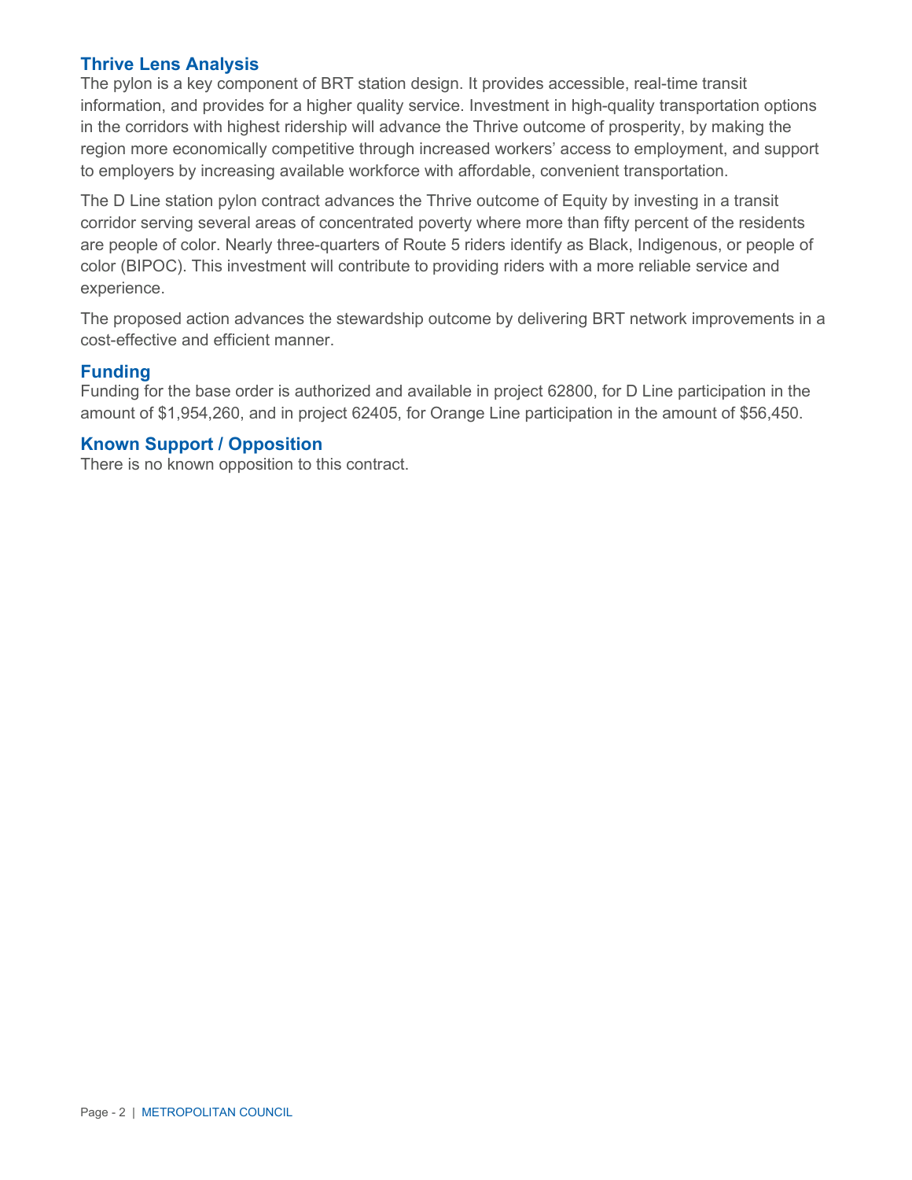## Thrive Lens Analysis

The pylon is a key component of BRT station design. It provides accessible, real-time transit information, and provides for a higher quality service. Investment in high-quality transportation options in the corridors with highest ridership will advance the Thrive outcome of prosperity, by making the region more economically competitive through increased workers' access to employment, and support to employers by increasing available workforce with affordable, convenient transportation.

The D Line station pylon contract advances the Thrive outcome of Equity by investing in a transit corridor serving several areas of concentrated poverty where more than fifty percent of the residents are people of color. Nearly three-quarters of Route 5 riders identify as Black, Indigenous, or people of color (BIPOC). This investment will contribute to providing riders with a more reliable service and experience.

The proposed action advances the stewardship outcome by delivering BRT network improvements in a cost-effective and efficient manner.

## Funding

Funding for the base order is authorized and available in project 62800, for D Line participation in the amount of $1,954,260, and in project 62405, for Orange Line participation in the amount of $56,450.

## Known Support / Opposition

There is no known opposition to this contract.